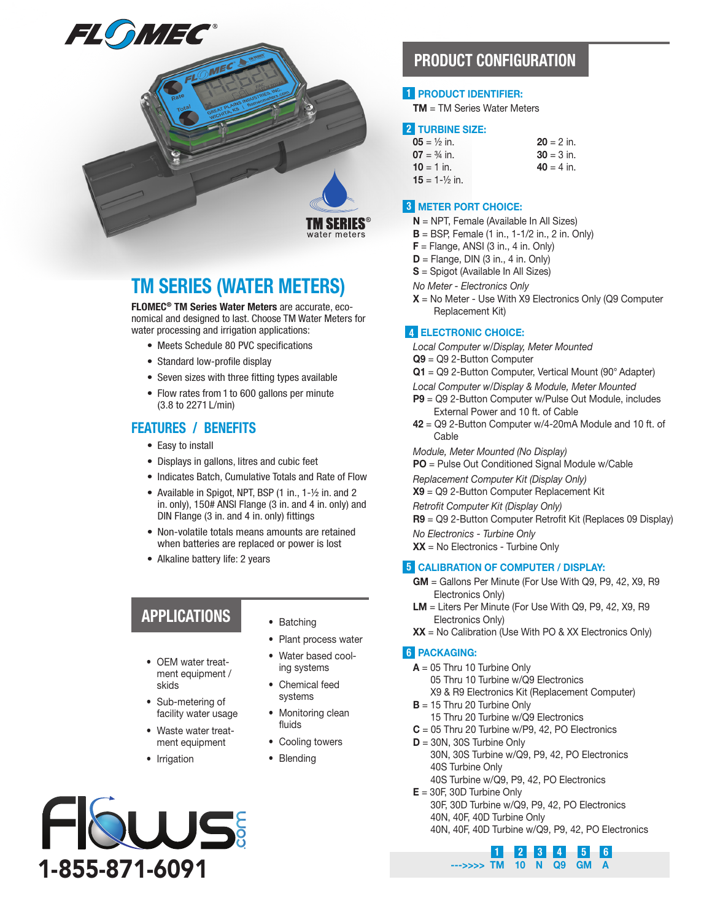FLOMEC®

# TM SERIES (WATER METERS)

**FLOMEC® TM Series Water Meters** are accurate, economical and designed to last. Choose TM Water Meters for water processing and irrigation applications:

- Meets Schedule 80 PVC specifications
- Standard low-profile display
- Seven sizes with three fitting types available
- Flow rates from 1 to 600 gallons per minute (3.8 to 2271 L/min)

## FEATURES / BENEFITS

- Easy to install
- Displays in gallons, litres and cubic feet
- Indicates Batch, Cumulative Totals and Rate of Flow
- Available in Spigot, NPT, BSP (1 in., 1-½ in. and 2 in. only), 150# ANSI Flange (3 in. and 4 in. only) and DIN Flange (3 in. and 4 in. only) fittings
- Non-volatile totals means amounts are retained when batteries are replaced or power is lost
- Alkaline battery life: 2 years

## APPLICATIONS

- OEM water treatment equipment / skids
- Sub-metering of facility water usage
- Waste water treatment equipment
- Irrigation
- Batching
- Plant process water
- Water based cooling systems
- Chemical feed systems
- Monitoring clean fluids
- Cooling towers
- Blending

Flows.com
1-855-871-6091

## PRODUCT CONFIGURATION

### 1 PRODUCT IDENTIFIER:

**TM** = TM Series Water Meters

### 2 TURBINE SIZE:

**05** = ½ in.
**07** = ¾ in.
**10** = 1 in.
**15** = 1-½ in.
**20** = 2 in.
**30** = 3 in.
**40** = 4 in.

### 3 METER PORT CHOICE:

**N** = NPT, Female (Available In All Sizes)
**B** = BSP, Female (1 in., 1-1/2 in., 2 in. Only)
**F** = Flange, ANSI (3 in., 4 in. Only)
**D** = Flange, DIN (3 in., 4 in. Only)
**S** = Spigot (Available In All Sizes)

*No Meter - Electronics Only*
**X** = No Meter - Use With X9 Electronics Only (Q9 Computer Replacement Kit)

### 4 ELECTRONIC CHOICE:

*Local Computer w/Display, Meter Mounted*
**Q9** = Q9 2-Button Computer
**Q1** = Q9 2-Button Computer, Vertical Mount (90° Adapter)

*Local Computer w/Display & Module, Meter Mounted*
**P9** = Q9 2-Button Computer w/Pulse Out Module, includes External Power and 10 ft. of Cable
**42** = Q9 2-Button Computer w/4-20mA Module and 10 ft. of Cable

*Module, Meter Mounted (No Display)*
**PO** = Pulse Out Conditioned Signal Module w/Cable

*Replacement Computer Kit (Display Only)*
**X9** = Q9 2-Button Computer Replacement Kit

*Retrofit Computer Kit (Display Only)*
**R9** = Q9 2-Button Computer Retrofit Kit (Replaces 09 Display)

*No Electronics - Turbine Only*
**XX** = No Electronics - Turbine Only

### 5 CALIBRATION OF COMPUTER / DISPLAY:

**GM** = Gallons Per Minute (For Use With Q9, P9, 42, X9, R9 Electronics Only)
**LM** = Liters Per Minute (For Use With Q9, P9, 42, X9, R9 Electronics Only)
**XX** = No Calibration (Use With PO & XX Electronics Only)

### 6 PACKAGING:

**A** = 05 Thru 10 Turbine Only
05 Thru 10 Turbine w/Q9 Electronics
X9 & R9 Electronics Kit (Replacement Computer)
**B** = 15 Thru 20 Turbine Only
15 Thru 20 Turbine w/Q9 Electronics
**C** = 05 Thru 20 Turbine w/P9, 42, PO Electronics
**D** = 30N, 30S Turbine Only
30N, 30S Turbine w/Q9, P9, 42, PO Electronics
40S Turbine Only
40S Turbine w/Q9, P9, 42, PO Electronics
**E** = 30F, 30D Turbine Only
30F, 30D Turbine w/Q9, P9, 42, PO Electronics
40N, 40F, 40D Turbine Only
40N, 40F, 40D Turbine w/Q9, P9, 42, PO Electronics

| | 1 | 2 | 3 | 4 | 5 | 6 |
|---|---|---|---|---|---|---|
| --->>>> | TM | 10 | N | Q9 | GM | A |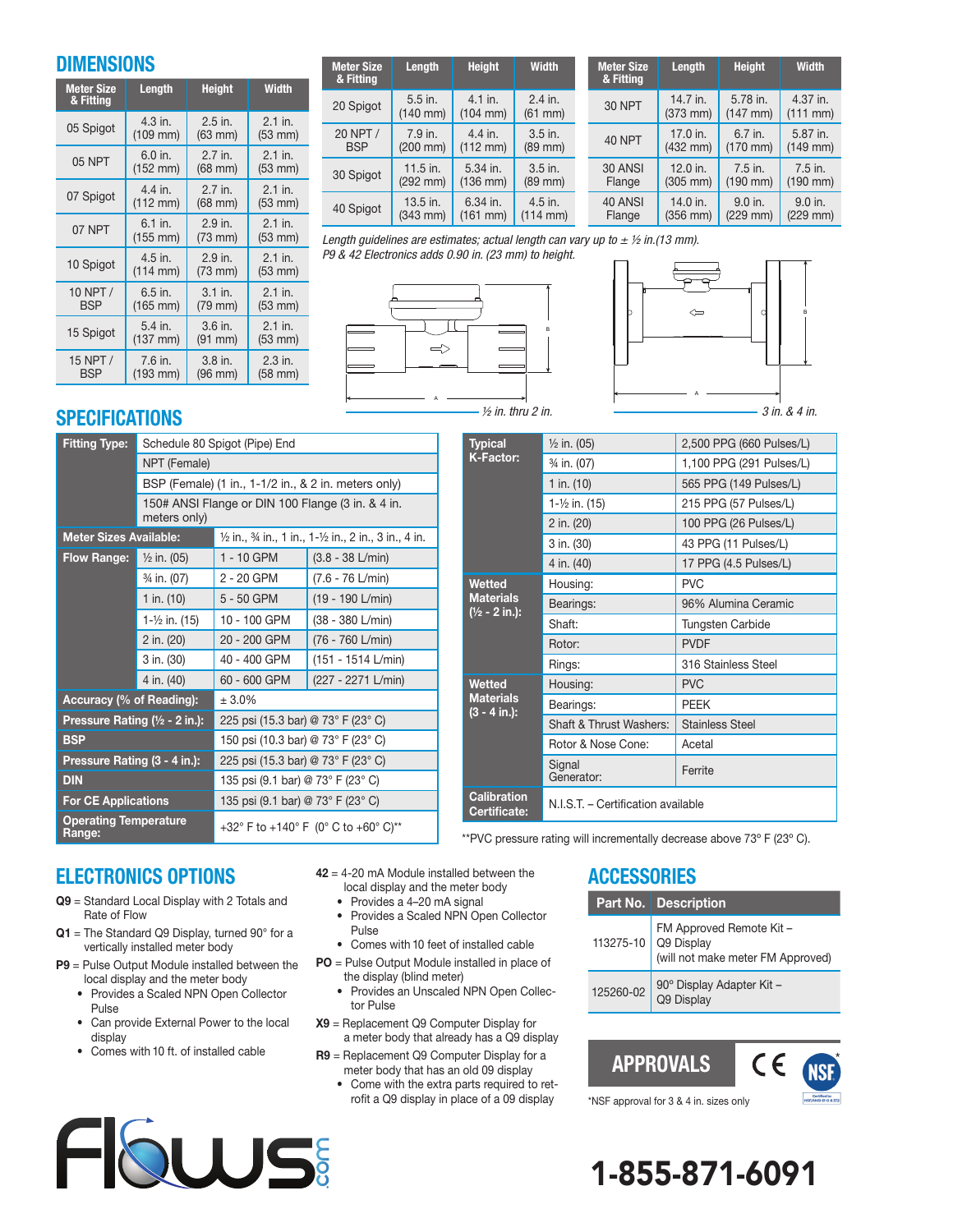## DIMENSIONS

| Meter Size & Fitting | Length | Height | Width |
|---|---|---|---|
| 05 Spigot | 4.3 in. (109 mm) | 2.5 in. (63 mm) | 2.1 in. (53 mm) |
| 05 NPT | 6.0 in. (152 mm) | 2.7 in. (68 mm) | 2.1 in. (53 mm) |
| 07 Spigot | 4.4 in. (112 mm) | 2.7 in. (68 mm) | 2.1 in. (53 mm) |
| 07 NPT | 6.1 in. (155 mm) | 2.9 in. (73 mm) | 2.1 in. (53 mm) |
| 10 Spigot | 4.5 in. (114 mm) | 2.9 in. (73 mm) | 2.1 in. (53 mm) |
| 10 NPT / BSP | 6.5 in. (165 mm) | 3.1 in. (79 mm) | 2.1 in. (53 mm) |
| 15 Spigot | 5.4 in. (137 mm) | 3.6 in. (91 mm) | 2.1 in. (53 mm) |
| 15 NPT / BSP | 7.6 in. (193 mm) | 3.8 in. (96 mm) | 2.3 in. (58 mm) |

| Meter Size & Fitting | Length | Height | Width |
|---|---|---|---|
| 20 Spigot | 5.5 in. (140 mm) | 4.1 in. (104 mm) | 2.4 in. (61 mm) |
| 20 NPT / BSP | 7.9 in. (200 mm) | 4.4 in. (112 mm) | 3.5 in. (89 mm) |
| 30 Spigot | 11.5 in. (292 mm) | 5.34 in. (136 mm) | 3.5 in. (89 mm) |
| 40 Spigot | 13.5 in. (343 mm) | 6.34 in. (161 mm) | 4.5 in. (114 mm) |

| Meter Size & Fitting | Length | Height | Width |
|---|---|---|---|
| 30 NPT | 14.7 in. (373 mm) | 5.78 in. (147 mm) | 4.37 in. (111 mm) |
| 40 NPT | 17.0 in. (432 mm) | 6.7 in. (170 mm) | 5.87 in. (149 mm) |
| 30 ANSI Flange | 12.0 in. (305 mm) | 7.5 in. (190 mm) | 7.5 in. (190 mm) |
| 40 ANSI Flange | 14.0 in. (356 mm) | 9.0 in. (229 mm) | 9.0 in. (229 mm) |

*Length guidelines are estimates; actual length can vary up to ± ½ in.(13 mm).*
*P9 & 42 Electronics adds 0.90 in. (23 mm) to height.*

A B
*½ in. thru 2 in.*

A B
*3 in. & 4 in.*

## SPECIFICATIONS

| | | |
|---|---|---|
| **Fitting Type:** | Schedule 80 Spigot (Pipe) End | |
| | NPT (Female) | |
| | BSP (Female) (1 in., 1-1/2 in., & 2 in. meters only) | |
| | 150# ANSI Flange or DIN 100 Flange (3 in. & 4 in. meters only) | |
| **Meter Sizes Available:** | ½ in., ¾ in., 1 in., 1-½ in., 2 in., 3 in., 4 in. | |
| **Flow Range:** | ½ in. (05) | 1 - 10 GPM (3.8 - 38 L/min) |
| | ¾ in. (07) | 2 - 20 GPM (7.6 - 76 L/min) |
| | 1 in. (10) | 5 - 50 GPM (19 - 190 L/min) |
| | 1-½ in. (15) | 10 - 100 GPM (38 - 380 L/min) |
| | 2 in. (20) | 20 - 200 GPM (76 - 760 L/min) |
| | 3 in. (30) | 40 - 400 GPM (151 - 1514 L/min) |
| | 4 in. (40) | 60 - 600 GPM (227 - 2271 L/min) |
| **Accuracy (% of Reading):** | ± 3.0% | |
| **Pressure Rating (½ - 2 in.):** | 225 psi (15.3 bar) @ 73° F (23° C) | |
| **BSP** | 150 psi (10.3 bar) @ 73° F (23° C) | |
| **Pressure Rating (3 - 4 in.):** | 225 psi (15.3 bar) @ 73° F (23° C) | |
| **DIN** | 135 psi (9.1 bar) @ 73° F (23° C) | |
| **For CE Applications** | 135 psi (9.1 bar) @ 73° F (23° C) | |
| **Operating Temperature Range:** | +32° F to +140° F (0° C to +60° C)** | |

| | | |
|---|---|---|
| **Typical K-Factor:** | ½ in. (05) | 2,500 PPG (660 Pulses/L) |
| | ¾ in. (07) | 1,100 PPG (291 Pulses/L) |
| | 1 in. (10) | 565 PPG (149 Pulses/L) |
| | 1-½ in. (15) | 215 PPG (57 Pulses/L) |
| | 2 in. (20) | 100 PPG (26 Pulses/L) |
| | 3 in. (30) | 43 PPG (11 Pulses/L) |
| | 4 in. (40) | 17 PPG (4.5 Pulses/L) |
| **Wetted Materials (½ - 2 in.):** | Housing: | PVC |
| | Bearings: | 96% Alumina Ceramic |
| | Shaft: | Tungsten Carbide |
| | Rotor: | PVDF |
| | Rings: | 316 Stainless Steel |
| **Wetted Materials (3 - 4 in.):** | Housing: | PVC |
| | Bearings: | PEEK |
| | Shaft & Thrust Washers: | Stainless Steel |
| | Rotor & Nose Cone: | Acetal |
| | Signal Generator: | Ferrite |
| **Calibration Certificate:** | N.I.S.T. – Certification available | |

**PVC pressure rating will incrementally decrease above 73° F (23° C).

## ELECTRONICS OPTIONS

**Q9** = Standard Local Display with 2 Totals and Rate of Flow

**Q1** = The Standard Q9 Display, turned 90° for a vertically installed meter body

**P9** = Pulse Output Module installed between the local display and the meter body
- Provides a Scaled NPN Open Collector Pulse
- Can provide External Power to the local display
- Comes with 10 ft. of installed cable

**42** = 4-20 mA Module installed between the local display and the meter body
- Provides a 4–20 mA signal
- Provides a Scaled NPN Open Collector Pulse
- Comes with 10 feet of installed cable

**PO** = Pulse Output Module installed in place of the display (blind meter)
- Provides an Unscaled NPN Open Collector Pulse

**X9** = Replacement Q9 Computer Display for a meter body that already has a Q9 display

**R9** = Replacement Q9 Computer Display for a meter body that has an old 09 display
- Come with the extra parts required to retrofit a Q9 display in place of a 09 display

## ACCESSORIES

| Part No. | Description |
|---|---|
| 113275-10 | FM Approved Remote Kit – Q9 Display (will not make meter FM Approved) |
| 125260-02 | 90° Display Adapter Kit – Q9 Display |

## APPROVALS

CE NSF*

*NSF approval for 3 & 4 in. sizes only

Flows.com

1-855-871-6091